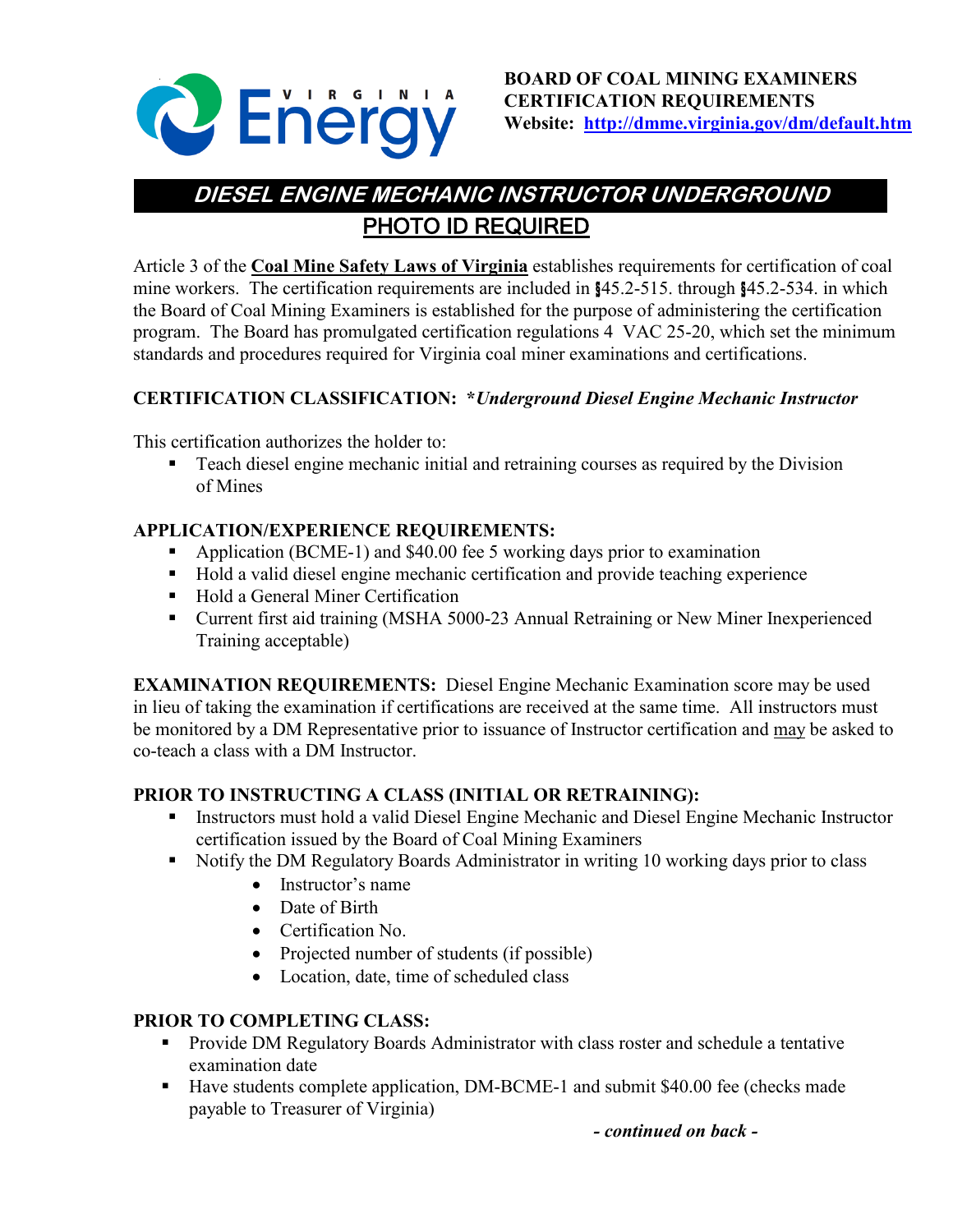**BOARD OF COAL MINING EXAMINERS**
**CERTIFICATION REQUIREMENTS**
**Website: [http://dmme.virginia.gov/dm/default.htm](http://dmme.virginia.gov/dm/default.htm)**

# *DIESEL ENGINE MECHANIC INSTRUCTOR UNDERGROUND*

## PHOTO ID REQUIRED

Article 3 of the **Coal Mine Safety Laws of Virginia** establishes requirements for certification of coal mine workers. The certification requirements are included in §45.2-515. through §45.2-534. in which the Board of Coal Mining Examiners is established for the purpose of administering the certification program. The Board has promulgated certification regulations 4 VAC 25-20, which set the minimum standards and procedures required for Virginia coal miner examinations and certifications.

**CERTIFICATION CLASSIFICATION: \****Underground Diesel Engine Mechanic Instructor***

This certification authorizes the holder to:

- Teach diesel engine mechanic initial and retraining courses as required by the Division of Mines

**APPLICATION/EXPERIENCE REQUIREMENTS:**

- Application (BCME-1) and $40.00 fee 5 working days prior to examination
- Hold a valid diesel engine mechanic certification and provide teaching experience
- Hold a General Miner Certification
- Current first aid training (MSHA 5000-23 Annual Retraining or New Miner Inexperienced Training acceptable)

**EXAMINATION REQUIREMENTS:** Diesel Engine Mechanic Examination score may be used in lieu of taking the examination if certifications are received at the same time. All instructors must be monitored by a DM Representative prior to issuance of Instructor certification and may be asked to co-teach a class with a DM Instructor.

**PRIOR TO INSTRUCTING A CLASS (INITIAL OR RETRAINING):**

- Instructors must hold a valid Diesel Engine Mechanic and Diesel Engine Mechanic Instructor certification issued by the Board of Coal Mining Examiners
- Notify the DM Regulatory Boards Administrator in writing 10 working days prior to class
  - Instructor's name
  - Date of Birth
  - Certification No.
  - Projected number of students (if possible)
  - Location, date, time of scheduled class

**PRIOR TO COMPLETING CLASS:**

- Provide DM Regulatory Boards Administrator with class roster and schedule a tentative examination date
- Have students complete application, DM-BCME-1 and submit $40.00 fee (checks made payable to Treasurer of Virginia)

***- continued on back -***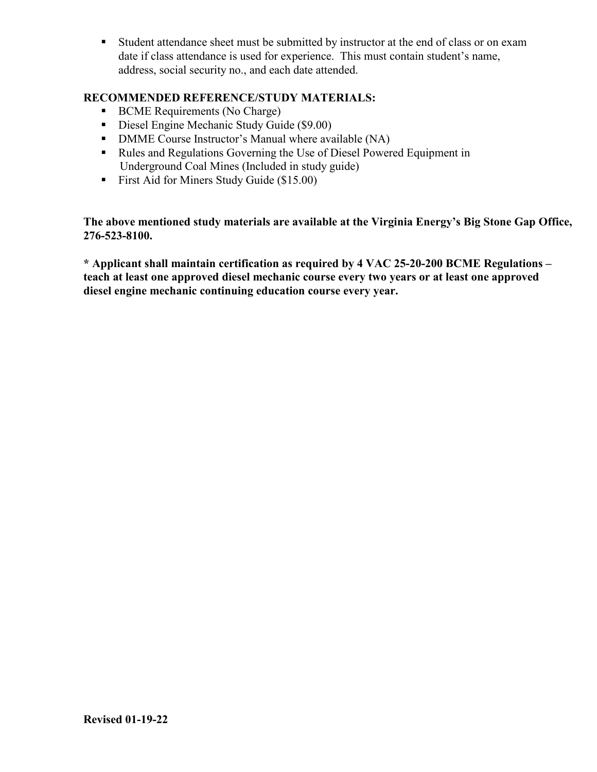- Student attendance sheet must be submitted by instructor at the end of class or on exam date if class attendance is used for experience. This must contain student's name, address, social security no., and each date attended.

**RECOMMENDED REFERENCE/STUDY MATERIALS:**

- BCME Requirements (No Charge)
- Diesel Engine Mechanic Study Guide ($9.00)
- DMME Course Instructor's Manual where available (NA)
- Rules and Regulations Governing the Use of Diesel Powered Equipment in Underground Coal Mines (Included in study guide)
- First Aid for Miners Study Guide ($15.00)

**The above mentioned study materials are available at the Virginia Energy's Big Stone Gap Office, 276-523-8100.**

**\* Applicant shall maintain certification as required by 4 VAC 25-20-200 BCME Regulations – teach at least one approved diesel mechanic course every two years or at least one approved diesel engine mechanic continuing education course every year.**

**Revised 01-19-22**